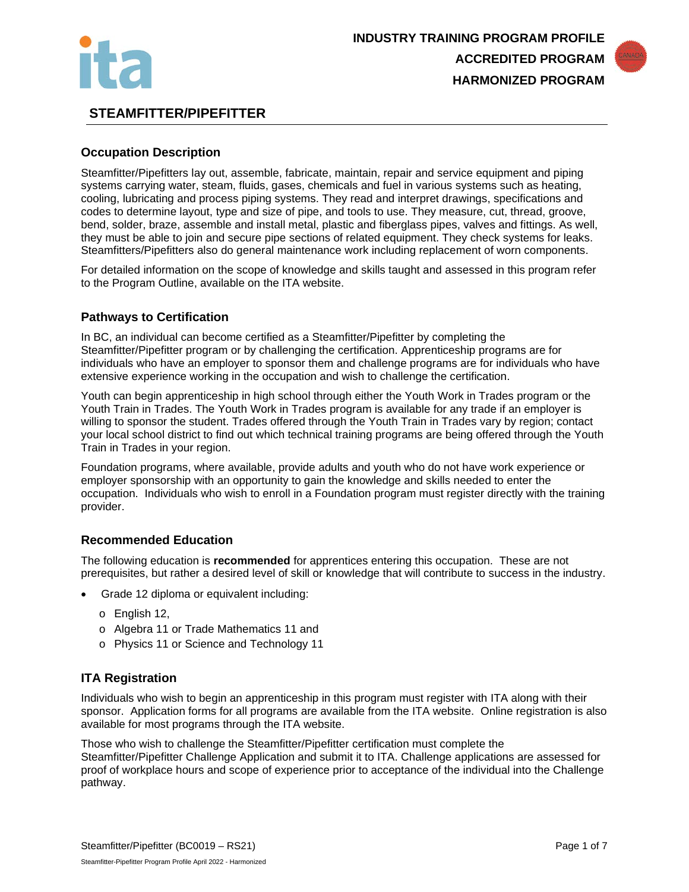INDUSTRY TRAINING PROGRAM PROFILE

ACCREDITED PROGRAM

HARMONIZED PROGRAM

# STEAMFITTER/PIPEFITTER

## Occupation Description

Steamfitter/Pipefitters lay out, assemble, fabricate, maintain, repair and service equipment and piping systems carrying water, steam, fluids, gases, chemicals and fuel in various systems such as heating, cooling, lubricating and process piping systems. They read and interpret drawings, specifications and codes to determine layout, type and size of pipe, and tools to use. They measure, cut, thread, groove, bend, solder, braze, assemble and install metal, plastic and fiberglass pipes, valves and fittings. As well, they must be able to join and secure pipe sections of related equipment. They check systems for leaks. Steamfitters/Pipefitters also do general maintenance work including replacement of worn components.

For detailed information on the scope of knowledge and skills taught and assessed in this program refer to the Program Outline, available on the ITA website.

## Pathways to Certification

In BC, an individual can become certified as a Steamfitter/Pipefitter by completing the Steamfitter/Pipefitter program or by challenging the certification. Apprenticeship programs are for individuals who have an employer to sponsor them and challenge programs are for individuals who have extensive experience working in the occupation and wish to challenge the certification.

Youth can begin apprenticeship in high school through either the Youth Work in Trades program or the Youth Train in Trades. The Youth Work in Trades program is available for any trade if an employer is willing to sponsor the student. Trades offered through the Youth Train in Trades vary by region; contact your local school district to find out which technical training programs are being offered through the Youth Train in Trades in your region.

Foundation programs, where available, provide adults and youth who do not have work experience or employer sponsorship with an opportunity to gain the knowledge and skills needed to enter the occupation. Individuals who wish to enroll in a Foundation program must register directly with the training provider.

## Recommended Education

The following education is **recommended** for apprentices entering this occupation. These are not prerequisites, but rather a desired level of skill or knowledge that will contribute to success in the industry.

- Grade 12 diploma or equivalent including:
  - English 12,
  - Algebra 11 or Trade Mathematics 11 and
  - Physics 11 or Science and Technology 11

## ITA Registration

Individuals who wish to begin an apprenticeship in this program must register with ITA along with their sponsor. Application forms for all programs are available from the ITA website. Online registration is also available for most programs through the ITA website.

Those who wish to challenge the Steamfitter/Pipefitter certification must complete the Steamfitter/Pipefitter Challenge Application and submit it to ITA. Challenge applications are assessed for proof of workplace hours and scope of experience prior to acceptance of the individual into the Challenge pathway.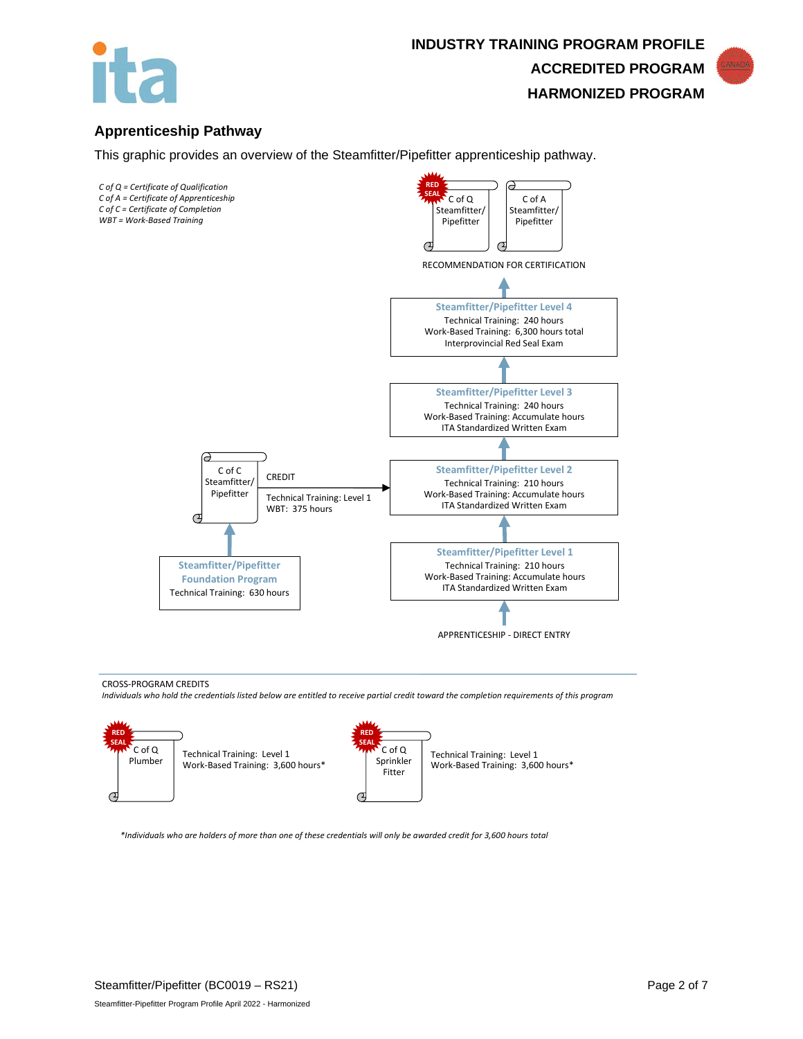# INDUSTRY TRAINING PROGRAM PROFILE
## ACCREDITED PROGRAM
## HARMONIZED PROGRAM

## Apprenticeship Pathway

This graphic provides an overview of the Steamfitter/Pipefitter apprenticeship pathway.

*C of Q = Certificate of Qualification*
*C of A = Certificate of Apprenticeship*
*C of C = Certificate of Completion*
*WBT = Work-Based Training*

RED SEAL — C of Q Steamfitter/ Pipefitter

C of A Steamfitter/ Pipefitter

RECOMMENDATION FOR CERTIFICATION

**Steamfitter/Pipefitter Level 4**
Technical Training: 240 hours
Work-Based Training: 6,300 hours total
Interprovincial Red Seal Exam

**Steamfitter/Pipefitter Level 3**
Technical Training: 240 hours
Work-Based Training: Accumulate hours
ITA Standardized Written Exam

**Steamfitter/Pipefitter Level 2**
Technical Training: 210 hours
Work-Based Training: Accumulate hours
ITA Standardized Written Exam

**Steamfitter/Pipefitter Level 1**
Technical Training: 210 hours
Work-Based Training: Accumulate hours
ITA Standardized Written Exam

APPRENTICESHIP - DIRECT ENTRY

**Steamfitter/Pipefitter Foundation Program**
Technical Training: 630 hours

C of C Steamfitter/ Pipefitter

CREDIT
Technical Training: Level 1
WBT: 375 hours

CROSS-PROGRAM CREDITS

*Individuals who hold the credentials listed below are entitled to receive partial credit toward the completion requirements of this program*

RED SEAL — C of Q Plumber
Technical Training: Level 1
Work-Based Training: 3,600 hours*

RED SEAL — C of Q Sprinkler Fitter
Technical Training: Level 1
Work-Based Training: 3,600 hours*

*\*Individuals who are holders of more than one of these credentials will only be awarded credit for 3,600 hours total*

Steamfitter/Pipefitter (BC0019 – RS21)

Steamfitter-Pipefitter Program Profile April 2022 - Harmonized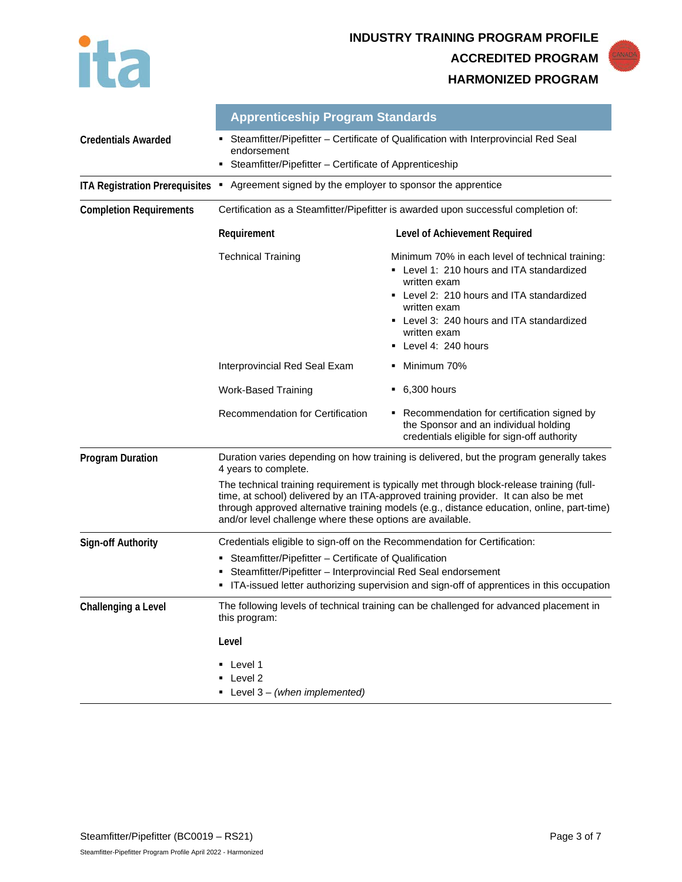**INDUSTRY TRAINING PROGRAM PROFILE**

**ACCREDITED PROGRAM**

**HARMONIZED PROGRAM**

## Apprenticeship Program Standards

**Credentials Awarded**

- Steamfitter/Pipefitter – Certificate of Qualification with Interprovincial Red Seal endorsement
- Steamfitter/Pipefitter – Certificate of Apprenticeship

**ITA Registration Prerequisites**

- Agreement signed by the employer to sponsor the apprentice

**Completion Requirements**

Certification as a Steamfitter/Pipefitter is awarded upon successful completion of:

| Requirement | Level of Achievement Required |
|---|---|
| Technical Training | Minimum 70% in each level of technical training:<br>▪ Level 1: 210 hours and ITA standardized written exam<br>▪ Level 2: 210 hours and ITA standardized written exam<br>▪ Level 3: 240 hours and ITA standardized written exam<br>▪ Level 4: 240 hours |
| Interprovincial Red Seal Exam | ▪ Minimum 70% |
| Work-Based Training | ▪ 6,300 hours |
| Recommendation for Certification | ▪ Recommendation for certification signed by the Sponsor and an individual holding credentials eligible for sign-off authority |

**Program Duration**

Duration varies depending on how training is delivered, but the program generally takes 4 years to complete.

The technical training requirement is typically met through block-release training (full-time, at school) delivered by an ITA-approved training provider. It can also be met through approved alternative training models (e.g., distance education, online, part-time) and/or level challenge where these options are available.

**Sign-off Authority**

Credentials eligible to sign-off on the Recommendation for Certification:

- Steamfitter/Pipefitter – Certificate of Qualification
- Steamfitter/Pipefitter – Interprovincial Red Seal endorsement
- ITA-issued letter authorizing supervision and sign-off of apprentices in this occupation

**Challenging a Level**

The following levels of technical training can be challenged for advanced placement in this program:

**Level**

- Level 1
- Level 2
- Level 3 – *(when implemented)*

Steamfitter/Pipefitter (BC0019 – RS21)

Steamfitter-Pipefitter Program Profile April 2022 - Harmonized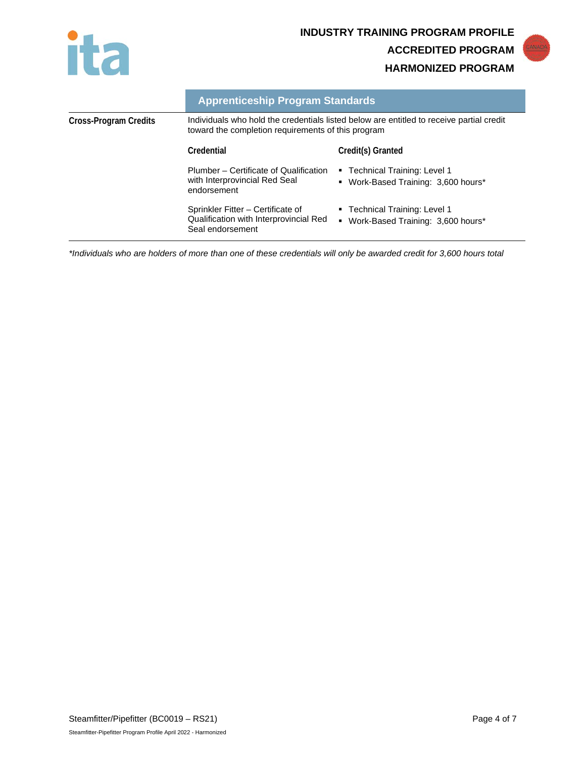## Apprenticeship Program Standards

**Cross-Program Credits**

Individuals who hold the credentials listed below are entitled to receive partial credit toward the completion requirements of this program

| Credential | Credit(s) Granted |
|---|---|
| Plumber – Certificate of Qualification with Interprovincial Red Seal endorsement | ▪ Technical Training: Level 1<br>▪ Work-Based Training: 3,600 hours* |
| Sprinkler Fitter – Certificate of Qualification with Interprovincial Red Seal endorsement | ▪ Technical Training: Level 1<br>▪ Work-Based Training: 3,600 hours* |

*\*Individuals who are holders of more than one of these credentials will only be awarded credit for 3,600 hours total*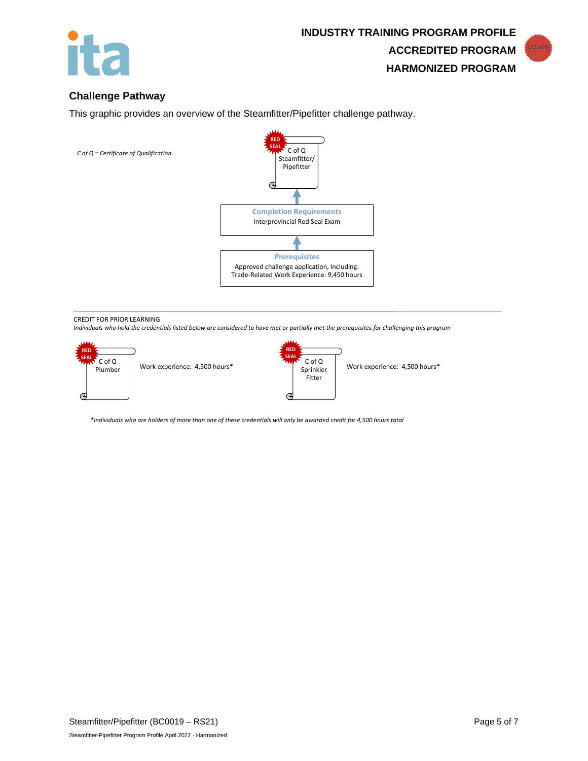## Challenge Pathway

This graphic provides an overview of the Steamfitter/Pipefitter challenge pathway.

*C of Q = Certificate of Qualification*

RED SEAL C of Q Steamfitter/ Pipefitter

↑

**Completion Requirements**
Interprovincial Red Seal Exam

↑

**Prerequisites**
Approved challenge application, including:
Trade-Related Work Experience: 9,450 hours

CREDIT FOR PRIOR LEARNING

*Individuals who hold the credentials listed below are considered to have met or partially met the prerequisites for challenging this program*

| Credential | Credit |
| --- | --- |
| RED SEAL C of Q Plumber | Work experience: 4,500 hours* |
| RED SEAL C of Q Sprinkler Fitter | Work experience: 4,500 hours* |

**Individuals who are holders of more than one of these credentials will only be awarded credit for 4,500 hours total*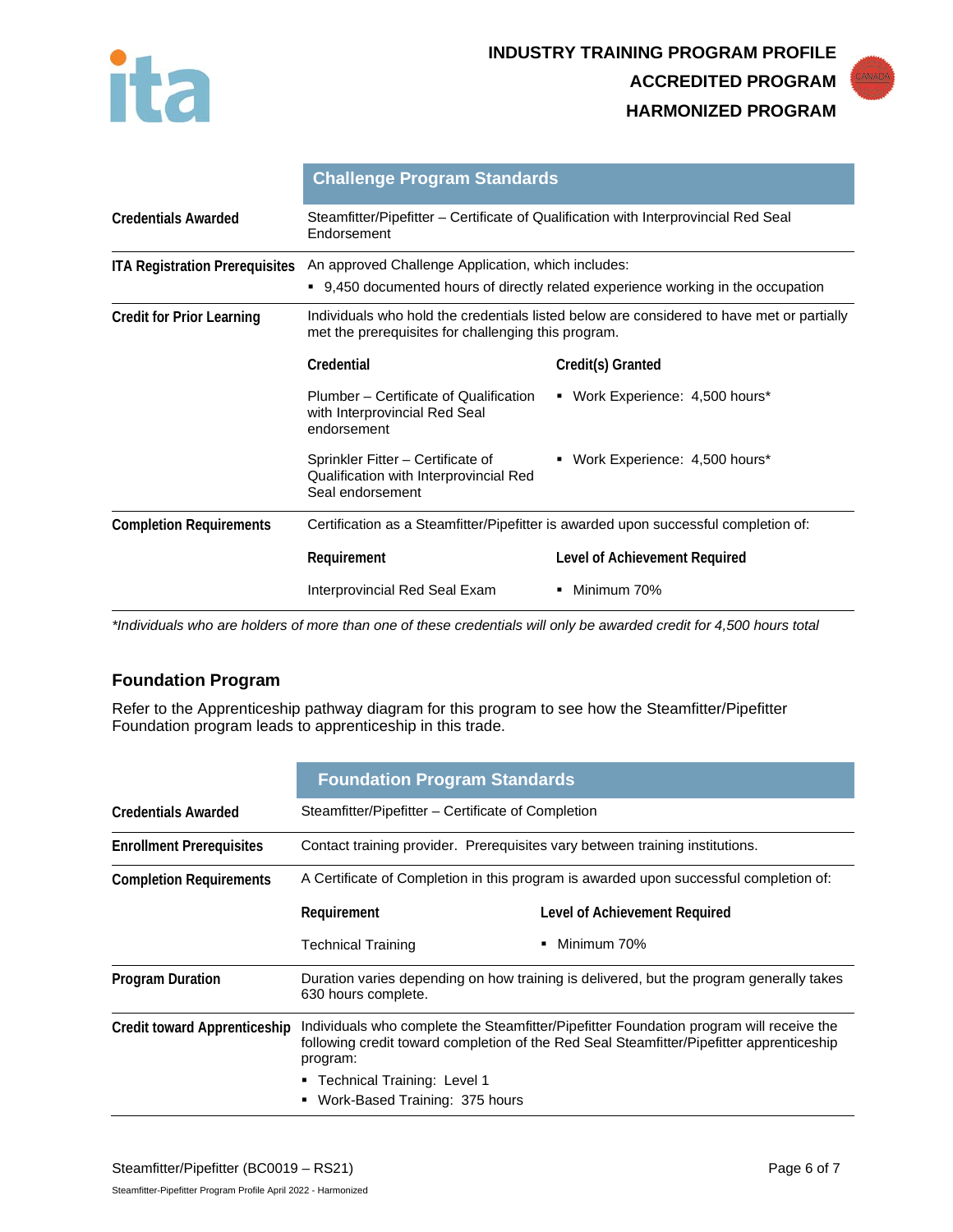## Challenge Program Standards

| | |
|---|---|
| **Credentials Awarded** | Steamfitter/Pipefitter – Certificate of Qualification with Interprovincial Red Seal Endorsement |
| **ITA Registration Prerequisites** | An approved Challenge Application, which includes:<br>▪ 9,450 documented hours of directly related experience working in the occupation |
| **Credit for Prior Learning** | Individuals who hold the credentials listed below are considered to have met or partially met the prerequisites for challenging this program. |

| Credential | Credit(s) Granted |
|---|---|
| Plumber – Certificate of Qualification with Interprovincial Red Seal endorsement | ▪ Work Experience: 4,500 hours* |
| Sprinkler Fitter – Certificate of Qualification with Interprovincial Red Seal endorsement | ▪ Work Experience: 4,500 hours* |

**Completion Requirements**

Certification as a Steamfitter/Pipefitter is awarded upon successful completion of:

| Requirement | Level of Achievement Required |
|---|---|
| Interprovincial Red Seal Exam | ▪ Minimum 70% |

*\*Individuals who are holders of more than one of these credentials will only be awarded credit for 4,500 hours total*

## Foundation Program

Refer to the Apprenticeship pathway diagram for this program to see how the Steamfitter/Pipefitter Foundation program leads to apprenticeship in this trade.

## Foundation Program Standards

| | |
|---|---|
| **Credentials Awarded** | Steamfitter/Pipefitter – Certificate of Completion |
| **Enrollment Prerequisites** | Contact training provider. Prerequisites vary between training institutions. |
| **Completion Requirements** | A Certificate of Completion in this program is awarded upon successful completion of: |

| Requirement | Level of Achievement Required |
|---|---|
| Technical Training | ▪ Minimum 70% |

| | |
|---|---|
| **Program Duration** | Duration varies depending on how training is delivered, but the program generally takes 630 hours complete. |
| **Credit toward Apprenticeship** | Individuals who complete the Steamfitter/Pipefitter Foundation program will receive the following credit toward completion of the Red Seal Steamfitter/Pipefitter apprenticeship program:<br>▪ Technical Training: Level 1<br>▪ Work-Based Training: 375 hours |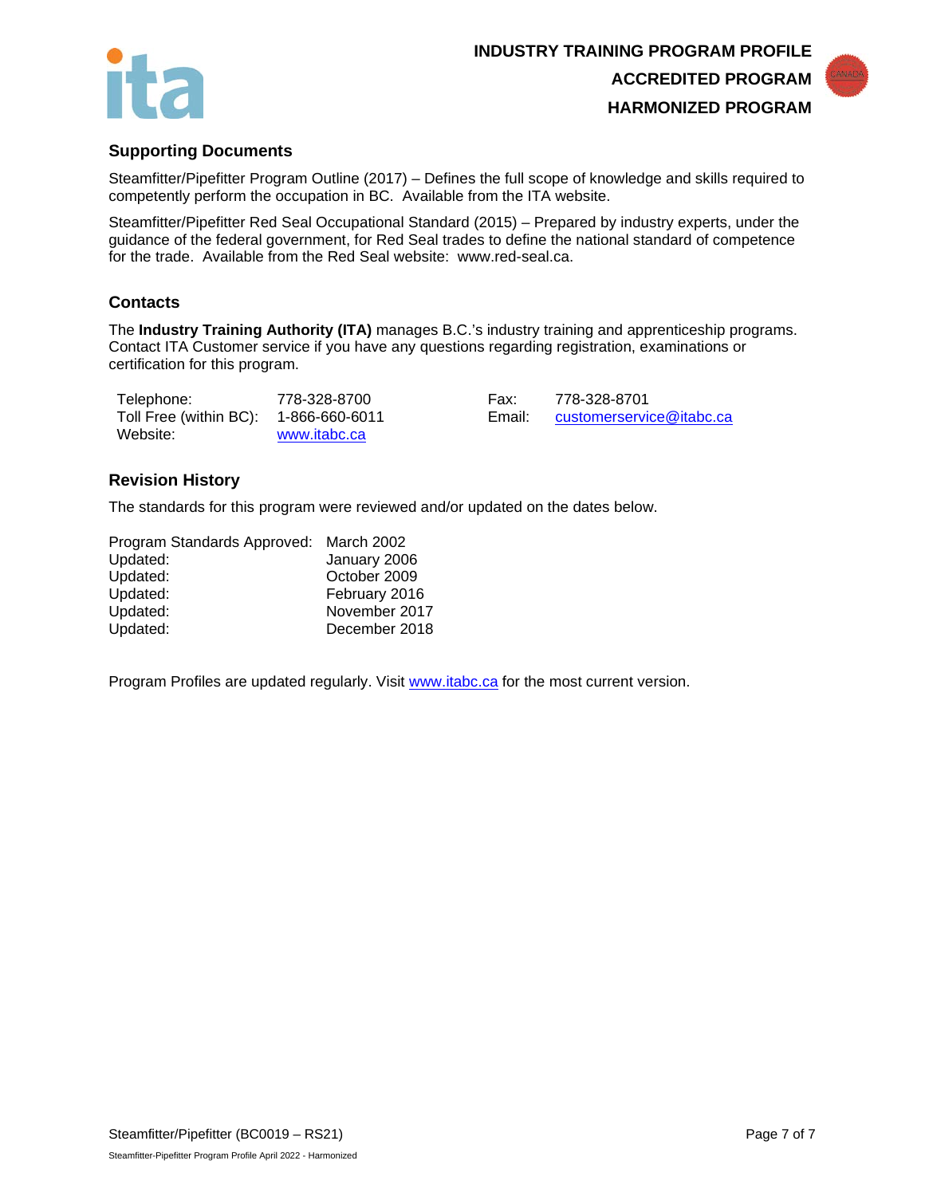## Supporting Documents

Steamfitter/Pipefitter Program Outline (2017) – Defines the full scope of knowledge and skills required to competently perform the occupation in BC. Available from the ITA website.

Steamfitter/Pipefitter Red Seal Occupational Standard (2015) – Prepared by industry experts, under the guidance of the federal government, for Red Seal trades to define the national standard of competence for the trade. Available from the Red Seal website: www.red-seal.ca.

## Contacts

The **Industry Training Authority (ITA)** manages B.C.'s industry training and apprenticeship programs. Contact ITA Customer service if you have any questions regarding registration, examinations or certification for this program.

| | | | |
|---|---|---|---|
| Telephone: | 778-328-8700 | Fax: | 778-328-8701 |
| Toll Free (within BC): | 1-866-660-6011 | Email: | customerservice@itabc.ca |
| Website: | www.itabc.ca | | |

## Revision History

The standards for this program were reviewed and/or updated on the dates below.

| | |
|---|---|
| Program Standards Approved: | March 2002 |
| Updated: | January 2006 |
| Updated: | October 2009 |
| Updated: | February 2016 |
| Updated: | November 2017 |
| Updated: | December 2018 |

Program Profiles are updated regularly. Visit www.itabc.ca for the most current version.